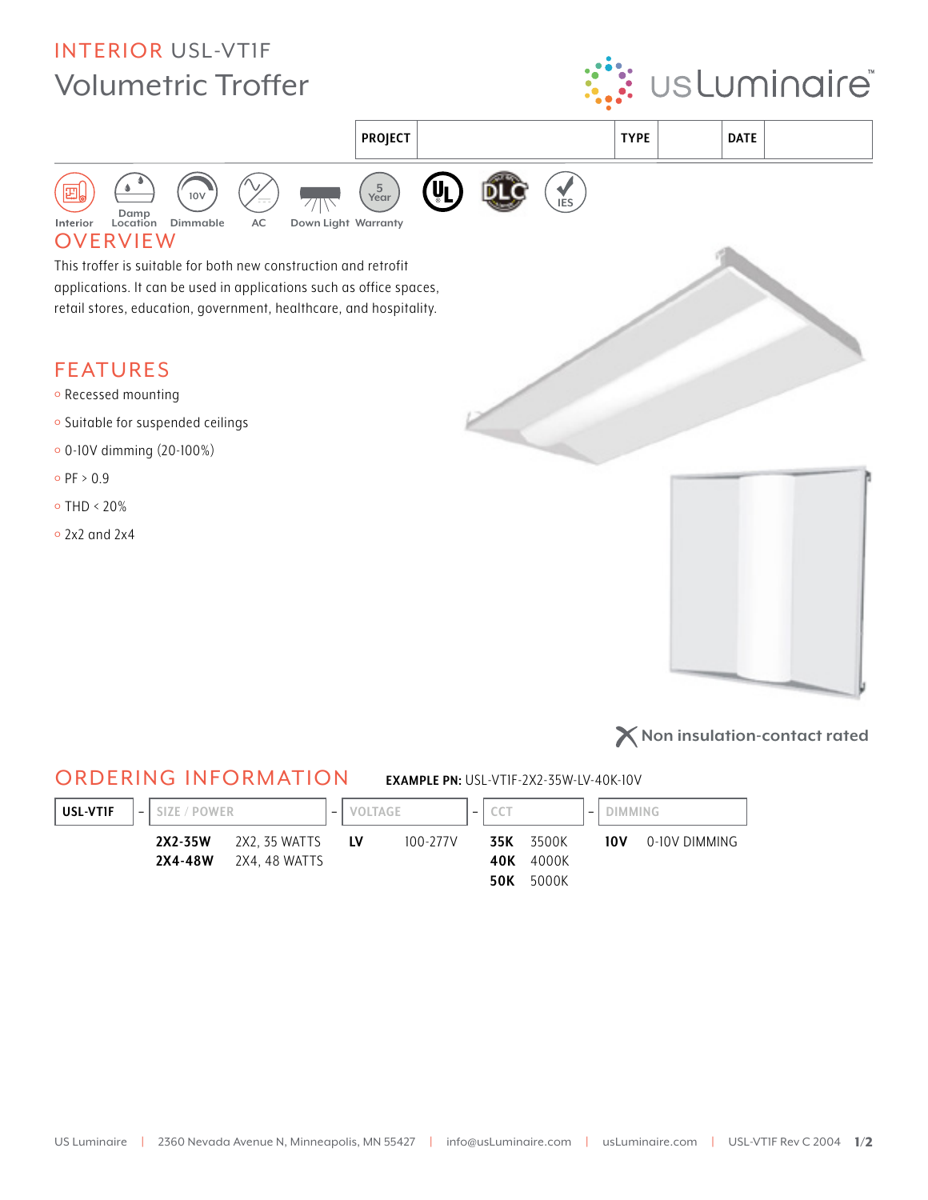# INTERIOR USL-VTIF

## Volumetric Troffer

| PROJECT | | TYPE | | DATE | |
|---|---|---|---|---|---|

Interior | Damp Location | Dimmable | AC | Down Light | 5 Year Warranty

## OVERVIEW

This troffer is suitable for both new construction and retrofit applications. It can be used in applications such as office spaces, retail stores, education, government, healthcare, and hospitality.

## FEATURES

- Recessed mounting
- Suitable for suspended ceilings
- 0-10V dimming (20-100%)
- PF > 0.9
- THD < 20%
- 2x2 and 2x4

Non insulation-contact rated

## ORDERING INFORMATION

**EXAMPLE PN:** USL-VTIF-2X2-35W-LV-40K-10V

| USL-VTIF | SIZE / POWER | | VOLTAGE | | CCT | | DIMMING | |
|---|---|---|---|---|---|---|---|---|
| | **2X2-35W** | 2X2, 35 WATTS | **LV** | 100-277V | **35K** | 3500K | **10V** | 0-10V DIMMING |
| | **2X4-48W** | 2X4, 48 WATTS | | | **40K** | 4000K | | |
| | | | | | **50K** | 5000K | | |

US Luminaire | 2360 Nevada Avenue N, Minneapolis, MN 55427 | info@usLuminaire.com | usLuminaire.com | USL-VTIF Rev C 2004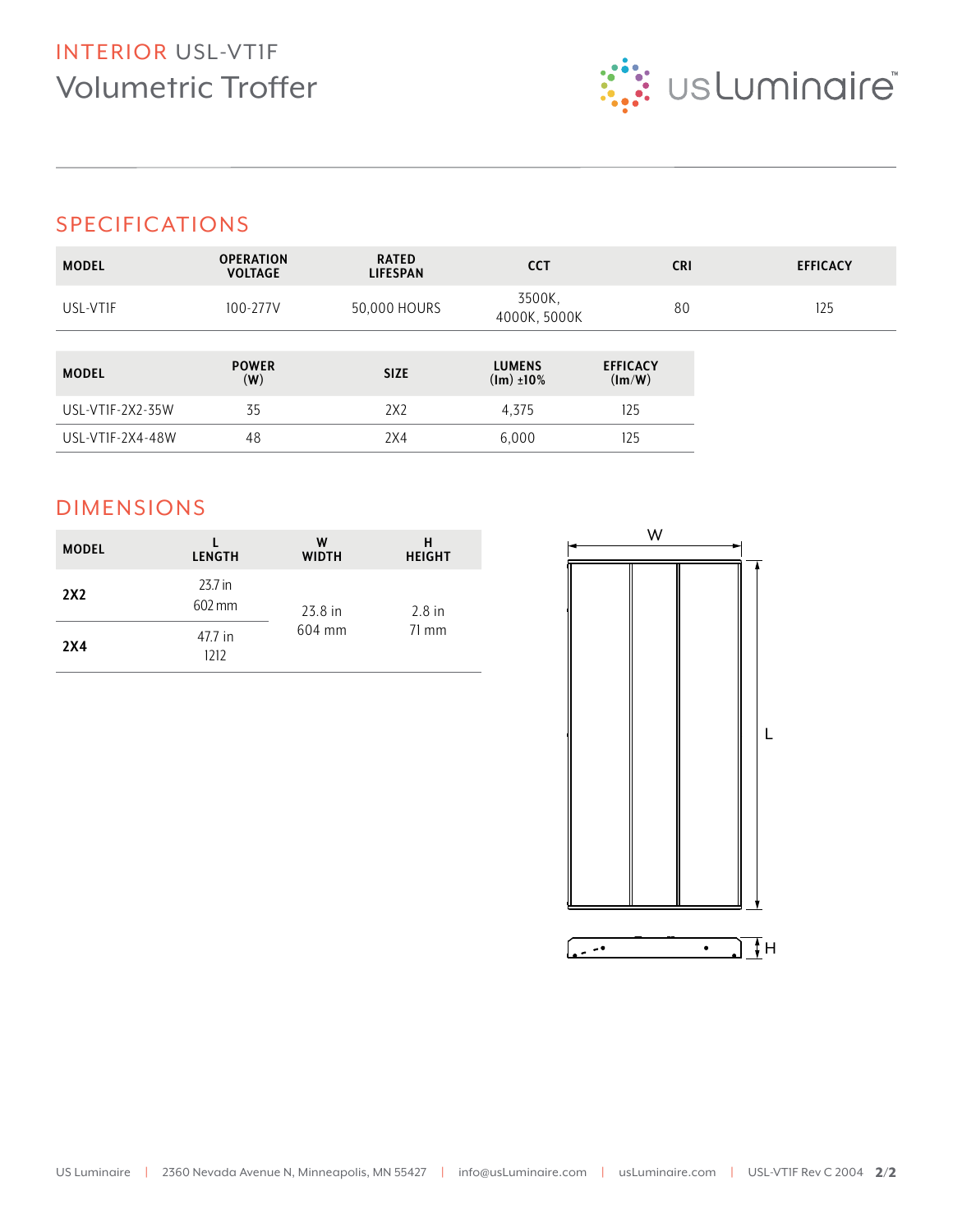INTERIOR USL-VTIF

# Volumetric Troffer

## SPECIFICATIONS

| MODEL | OPERATION VOLTAGE | RATED LIFESPAN | CCT | CRI | EFFICACY |
|---|---|---|---|---|---|
| USL-VTIF | 100-277V | 50,000 HOURS | 3500K, 4000K, 5000K | 80 | 125 |

| MODEL | POWER (W) | SIZE | LUMENS (lm) ±10% | EFFICACY (lm/W) |
|---|---|---|---|---|
| USL-VTIF-2X2-35W | 35 | 2X2 | 4,375 | 125 |
| USL-VTIF-2X4-48W | 48 | 2X4 | 6,000 | 125 |

## DIMENSIONS

| MODEL | L LENGTH | W WIDTH | H HEIGHT |
|---|---|---|---|
| **2X2** | 23.7 in 602 mm | 23.8 in 604 mm | 2.8 in 71 mm |
| **2X4** | 47.7 in 1212 | | |

W

L

H

US Luminaire | 2360 Nevada Avenue N, Minneapolis, MN 55427 | info@usLuminaire.com | usLuminaire.com | USL-VTIF Rev C 2004